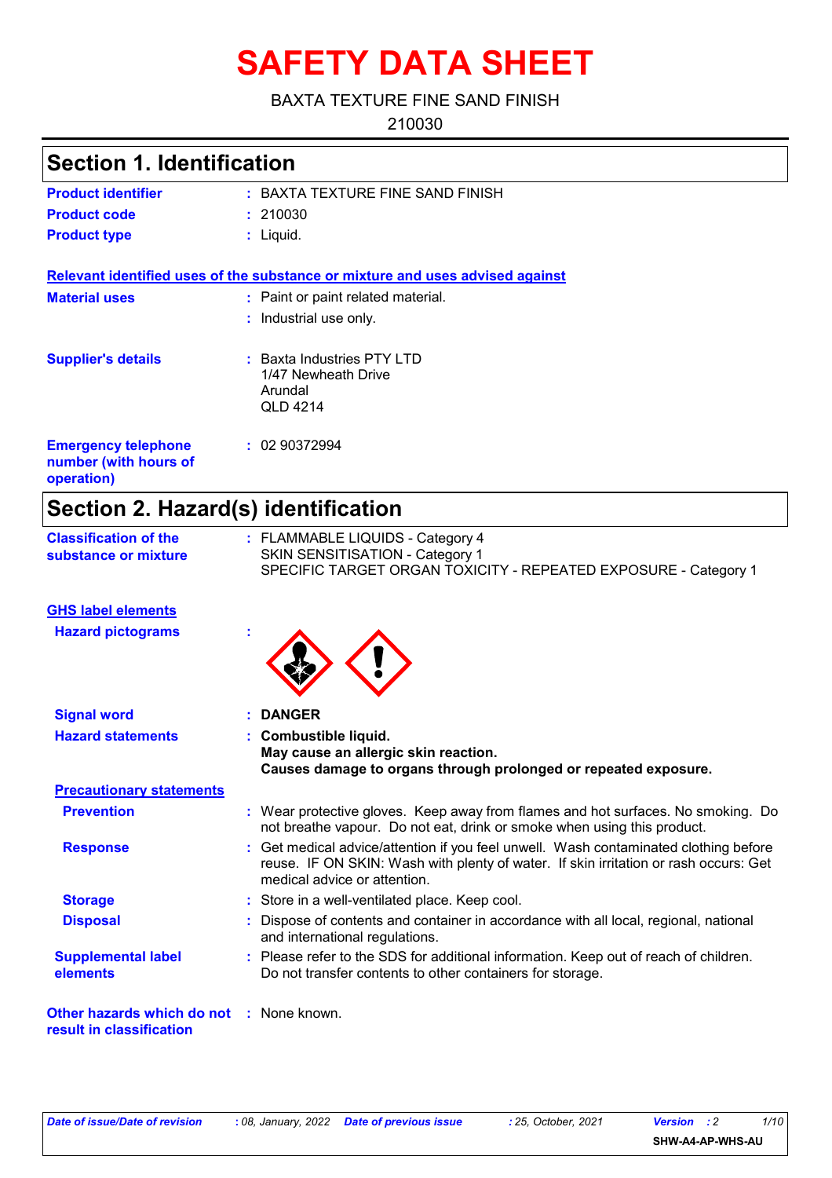# SAFETY DATA SHEET

BAXTA TEXTURE FINE SAND FINISH

210030

## Section 1. Identification

**Product identifier** : BAXTA TEXTURE FINE SAND FINISH

**Product code** : 210030

**Product type** : Liquid.

**Relevant identified uses of the substance or mixture and uses advised against**

**Material uses** : Paint or paint related material.
: Industrial use only.

**Supplier's details** : Baxta Industries PTY LTD
1/47 Newheath Drive
Arundal
QLD 4214

**Emergency telephone number (with hours of operation)** : 02 90372994

## Section 2. Hazard(s) identification

**Classification of the substance or mixture** : FLAMMABLE LIQUIDS - Category 4
SKIN SENSITISATION - Category 1
SPECIFIC TARGET ORGAN TOXICITY - REPEATED EXPOSURE - Category 1

**GHS label elements**

**Hazard pictograms** :

**Signal word** : **DANGER**

**Hazard statements** : **Combustible liquid.**
**May cause an allergic skin reaction.**
**Causes damage to organs through prolonged or repeated exposure.**

**Precautionary statements**

**Prevention** : Wear protective gloves. Keep away from flames and hot surfaces. No smoking. Do not breathe vapour. Do not eat, drink or smoke when using this product.

**Response** : Get medical advice/attention if you feel unwell. Wash contaminated clothing before reuse. IF ON SKIN: Wash with plenty of water. If skin irritation or rash occurs: Get medical advice or attention.

**Storage** : Store in a well-ventilated place. Keep cool.

**Disposal** : Dispose of contents and container in accordance with all local, regional, national and international regulations.

**Supplemental label elements** : Please refer to the SDS for additional information. Keep out of reach of children. Do not transfer contents to other containers for storage.

**Other hazards which do not result in classification** : None known.

*Date of issue/Date of revision* : 08, January, 2022 *Date of previous issue* : 25, October, 2021 *Version* : 2

SHW-A4-AP-WHS-AU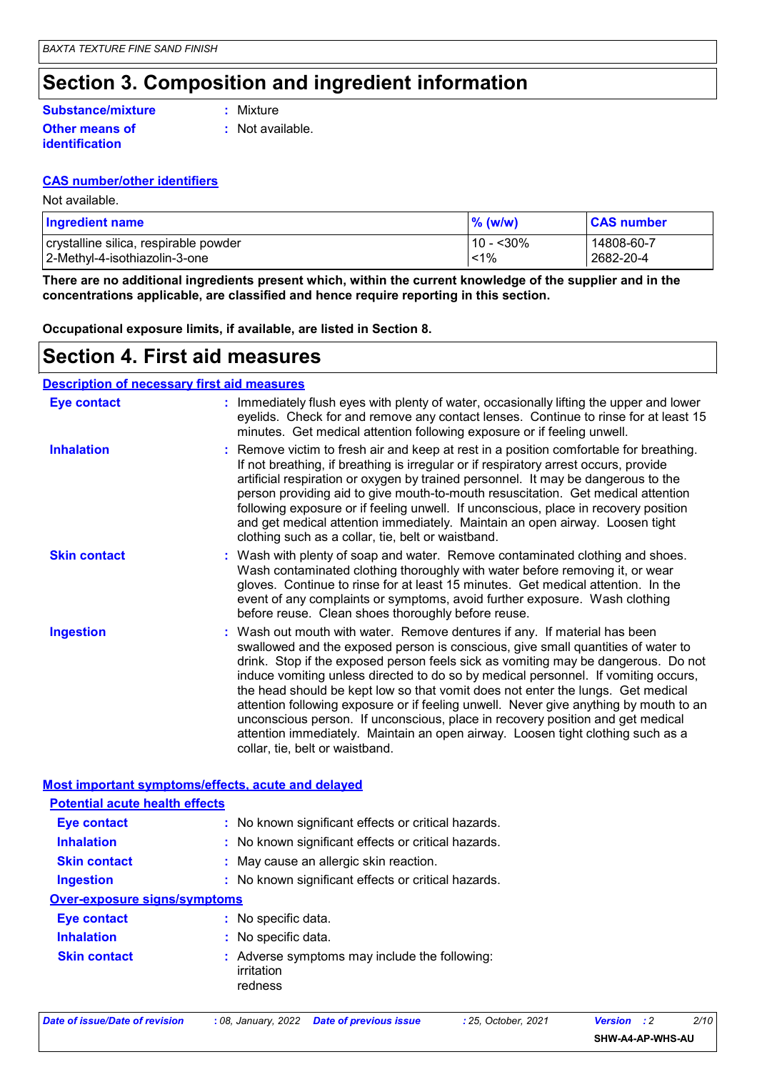# Section 3. Composition and ingredient information

**Substance/mixture** : Mixture

**Other means of identification** : Not available.

**CAS number/other identifiers**

Not available.

| Ingredient name | % (w/w) | CAS number |
|---|---|---|
| crystalline silica, respirable powder | 10 - <30% | 14808-60-7 |
| 2-Methyl-4-isothiazolin-3-one | <1% | 2682-20-4 |

**There are no additional ingredients present which, within the current knowledge of the supplier and in the concentrations applicable, are classified and hence require reporting in this section.**

**Occupational exposure limits, if available, are listed in Section 8.**

# Section 4. First aid measures

**Description of necessary first aid measures**

**Eye contact** : Immediately flush eyes with plenty of water, occasionally lifting the upper and lower eyelids. Check for and remove any contact lenses. Continue to rinse for at least 15 minutes. Get medical attention following exposure or if feeling unwell.

**Inhalation** : Remove victim to fresh air and keep at rest in a position comfortable for breathing. If not breathing, if breathing is irregular or if respiratory arrest occurs, provide artificial respiration or oxygen by trained personnel. It may be dangerous to the person providing aid to give mouth-to-mouth resuscitation. Get medical attention following exposure or if feeling unwell. If unconscious, place in recovery position and get medical attention immediately. Maintain an open airway. Loosen tight clothing such as a collar, tie, belt or waistband.

**Skin contact** : Wash with plenty of soap and water. Remove contaminated clothing and shoes. Wash contaminated clothing thoroughly with water before removing it, or wear gloves. Continue to rinse for at least 15 minutes. Get medical attention. In the event of any complaints or symptoms, avoid further exposure. Wash clothing before reuse. Clean shoes thoroughly before reuse.

**Ingestion** : Wash out mouth with water. Remove dentures if any. If material has been swallowed and the exposed person is conscious, give small quantities of water to drink. Stop if the exposed person feels sick as vomiting may be dangerous. Do not induce vomiting unless directed to do so by medical personnel. If vomiting occurs, the head should be kept low so that vomit does not enter the lungs. Get medical attention following exposure or if feeling unwell. Never give anything by mouth to an unconscious person. If unconscious, place in recovery position and get medical attention immediately. Maintain an open airway. Loosen tight clothing such as a collar, tie, belt or waistband.

**Most important symptoms/effects, acute and delayed**

**Potential acute health effects**

**Eye contact** : No known significant effects or critical hazards.

**Inhalation** : No known significant effects or critical hazards.

**Skin contact** : May cause an allergic skin reaction.

**Ingestion** : No known significant effects or critical hazards.

**Over-exposure signs/symptoms**

**Eye contact** : No specific data.

**Inhalation** : No specific data.

**Skin contact** : Adverse symptoms may include the following:
irritation
redness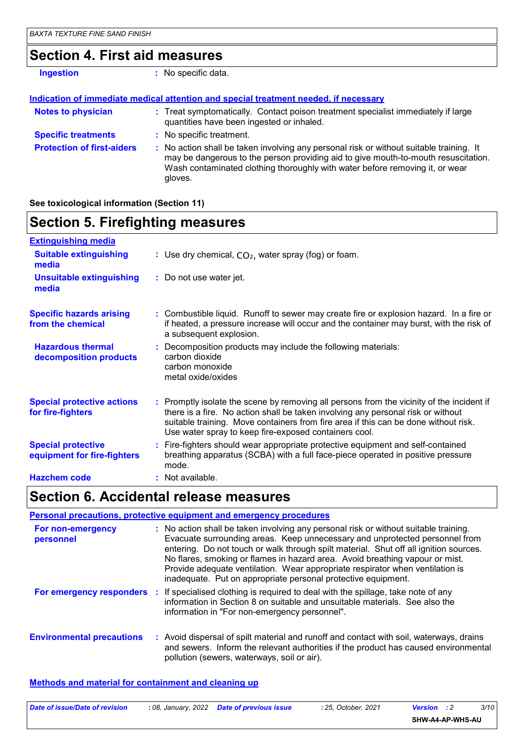## Section 4. First aid measures

**Ingestion** : No specific data.

**Indication of immediate medical attention and special treatment needed, if necessary**

**Notes to physician** : Treat symptomatically. Contact poison treatment specialist immediately if large quantities have been ingested or inhaled.

**Specific treatments** : No specific treatment.

**Protection of first-aiders** : No action shall be taken involving any personal risk or without suitable training. It may be dangerous to the person providing aid to give mouth-to-mouth resuscitation. Wash contaminated clothing thoroughly with water before removing it, or wear gloves.

**See toxicological information (Section 11)**

## Section 5. Firefighting measures

**Extinguishing media**

**Suitable extinguishing media** : Use dry chemical, $CO_2$, water spray (fog) or foam.

**Unsuitable extinguishing media** : Do not use water jet.

**Specific hazards arising from the chemical** : Combustible liquid. Runoff to sewer may create fire or explosion hazard. In a fire or if heated, a pressure increase will occur and the container may burst, with the risk of a subsequent explosion.

**Hazardous thermal decomposition products** : Decomposition products may include the following materials:
carbon dioxide
carbon monoxide
metal oxide/oxides

**Special protective actions for fire-fighters** : Promptly isolate the scene by removing all persons from the vicinity of the incident if there is a fire. No action shall be taken involving any personal risk or without suitable training. Move containers from fire area if this can be done without risk. Use water spray to keep fire-exposed containers cool.

**Special protective equipment for fire-fighters** : Fire-fighters should wear appropriate protective equipment and self-contained breathing apparatus (SCBA) with a full face-piece operated in positive pressure mode.

**Hazchem code** : Not available.

## Section 6. Accidental release measures

**Personal precautions, protective equipment and emergency procedures**

**For non-emergency personnel** : No action shall be taken involving any personal risk or without suitable training. Evacuate surrounding areas. Keep unnecessary and unprotected personnel from entering. Do not touch or walk through spilt material. Shut off all ignition sources. No flares, smoking or flames in hazard area. Avoid breathing vapour or mist. Provide adequate ventilation. Wear appropriate respirator when ventilation is inadequate. Put on appropriate personal protective equipment.

**For emergency responders** : If specialised clothing is required to deal with the spillage, take note of any information in Section 8 on suitable and unsuitable materials. See also the information in "For non-emergency personnel".

**Environmental precautions** : Avoid dispersal of spilt material and runoff and contact with soil, waterways, drains and sewers. Inform the relevant authorities if the product has caused environmental pollution (sewers, waterways, soil or air).

**Methods and material for containment and cleaning up**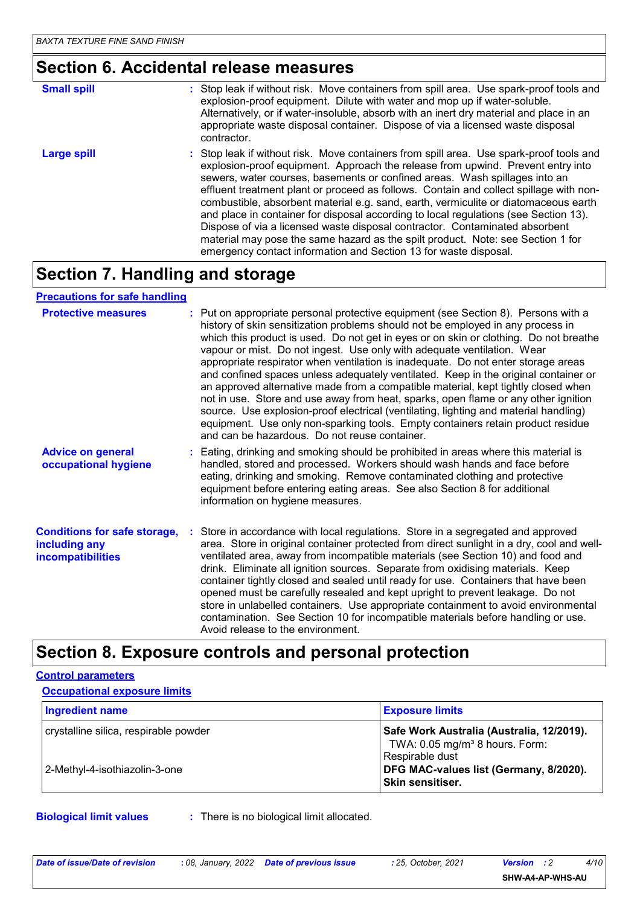## Section 6. Accidental release measures

**Small spill** : Stop leak if without risk. Move containers from spill area. Use spark-proof tools and explosion-proof equipment. Dilute with water and mop up if water-soluble. Alternatively, or if water-insoluble, absorb with an inert dry material and place in an appropriate waste disposal container. Dispose of via a licensed waste disposal contractor.

**Large spill** : Stop leak if without risk. Move containers from spill area. Use spark-proof tools and explosion-proof equipment. Approach the release from upwind. Prevent entry into sewers, water courses, basements or confined areas. Wash spillages into an effluent treatment plant or proceed as follows. Contain and collect spillage with non-combustible, absorbent material e.g. sand, earth, vermiculite or diatomaceous earth and place in container for disposal according to local regulations (see Section 13). Dispose of via a licensed waste disposal contractor. Contaminated absorbent material may pose the same hazard as the spilt product. Note: see Section 1 for emergency contact information and Section 13 for waste disposal.

## Section 7. Handling and storage

### Precautions for safe handling

**Protective measures** : Put on appropriate personal protective equipment (see Section 8). Persons with a history of skin sensitization problems should not be employed in any process in which this product is used. Do not get in eyes or on skin or clothing. Do not breathe vapour or mist. Do not ingest. Use only with adequate ventilation. Wear appropriate respirator when ventilation is inadequate. Do not enter storage areas and confined spaces unless adequately ventilated. Keep in the original container or an approved alternative made from a compatible material, kept tightly closed when not in use. Store and use away from heat, sparks, open flame or any other ignition source. Use explosion-proof electrical (ventilating, lighting and material handling) equipment. Use only non-sparking tools. Empty containers retain product residue and can be hazardous. Do not reuse container.

**Advice on general occupational hygiene** : Eating, drinking and smoking should be prohibited in areas where this material is handled, stored and processed. Workers should wash hands and face before eating, drinking and smoking. Remove contaminated clothing and protective equipment before entering eating areas. See also Section 8 for additional information on hygiene measures.

**Conditions for safe storage, including any incompatibilities** : Store in accordance with local regulations. Store in a segregated and approved area. Store in original container protected from direct sunlight in a dry, cool and well-ventilated area, away from incompatible materials (see Section 10) and food and drink. Eliminate all ignition sources. Separate from oxidising materials. Keep container tightly closed and sealed until ready for use. Containers that have been opened must be carefully resealed and kept upright to prevent leakage. Do not store in unlabelled containers. Use appropriate containment to avoid environmental contamination. See Section 10 for incompatible materials before handling or use. Avoid release to the environment.

## Section 8. Exposure controls and personal protection

### Control parameters

#### Occupational exposure limits

| Ingredient name | Exposure limits |
|---|---|
| crystalline silica, respirable powder | **Safe Work Australia (Australia, 12/2019).** TWA: 0.05 mg/m³ 8 hours. Form: Respirable dust |
| 2-Methyl-4-isothiazolin-3-one | **DFG MAC-values list (Germany, 8/2020). Skin sensitiser.** |

**Biological limit values** : There is no biological limit allocated.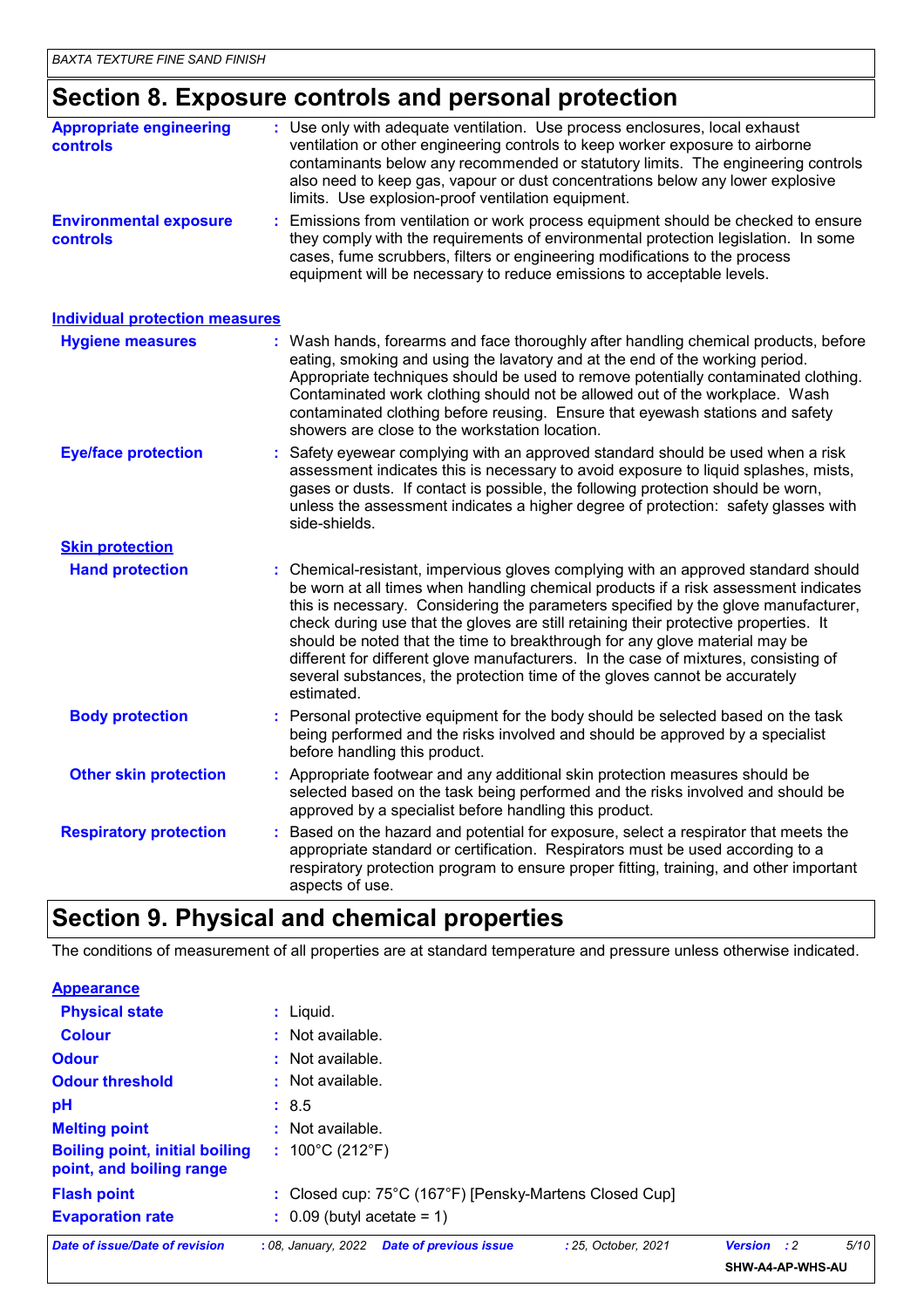## Section 8. Exposure controls and personal protection

**Appropriate engineering controls** : Use only with adequate ventilation. Use process enclosures, local exhaust ventilation or other engineering controls to keep worker exposure to airborne contaminants below any recommended or statutory limits. The engineering controls also need to keep gas, vapour or dust concentrations below any lower explosive limits. Use explosion-proof ventilation equipment.

**Environmental exposure controls** : Emissions from ventilation or work process equipment should be checked to ensure they comply with the requirements of environmental protection legislation. In some cases, fume scrubbers, filters or engineering modifications to the process equipment will be necessary to reduce emissions to acceptable levels.

### Individual protection measures

**Hygiene measures** : Wash hands, forearms and face thoroughly after handling chemical products, before eating, smoking and using the lavatory and at the end of the working period. Appropriate techniques should be used to remove potentially contaminated clothing. Contaminated work clothing should not be allowed out of the workplace. Wash contaminated clothing before reusing. Ensure that eyewash stations and safety showers are close to the workstation location.

**Eye/face protection** : Safety eyewear complying with an approved standard should be used when a risk assessment indicates this is necessary to avoid exposure to liquid splashes, mists, gases or dusts. If contact is possible, the following protection should be worn, unless the assessment indicates a higher degree of protection: safety glasses with side-shields.

#### Skin protection

**Hand protection** : Chemical-resistant, impervious gloves complying with an approved standard should be worn at all times when handling chemical products if a risk assessment indicates this is necessary. Considering the parameters specified by the glove manufacturer, check during use that the gloves are still retaining their protective properties. It should be noted that the time to breakthrough for any glove material may be different for different glove manufacturers. In the case of mixtures, consisting of several substances, the protection time of the gloves cannot be accurately estimated.

**Body protection** : Personal protective equipment for the body should be selected based on the task being performed and the risks involved and should be approved by a specialist before handling this product.

**Other skin protection** : Appropriate footwear and any additional skin protection measures should be selected based on the task being performed and the risks involved and should be approved by a specialist before handling this product.

**Respiratory protection** : Based on the hazard and potential for exposure, select a respirator that meets the appropriate standard or certification. Respirators must be used according to a respiratory protection program to ensure proper fitting, training, and other important aspects of use.

## Section 9. Physical and chemical properties

The conditions of measurement of all properties are at standard temperature and pressure unless otherwise indicated.

### Appearance

**Physical state** : Liquid.

**Colour** : Not available.

**Odour** : Not available.

**Odour threshold** : Not available.

**pH** : 8.5

**Melting point** : Not available.

**Boiling point, initial boiling point, and boiling range** : 100°C (212°F)

**Flash point** : Closed cup: 75°C (167°F) [Pensky-Martens Closed Cup]

**Evaporation rate** : 0.09 (butyl acetate = 1)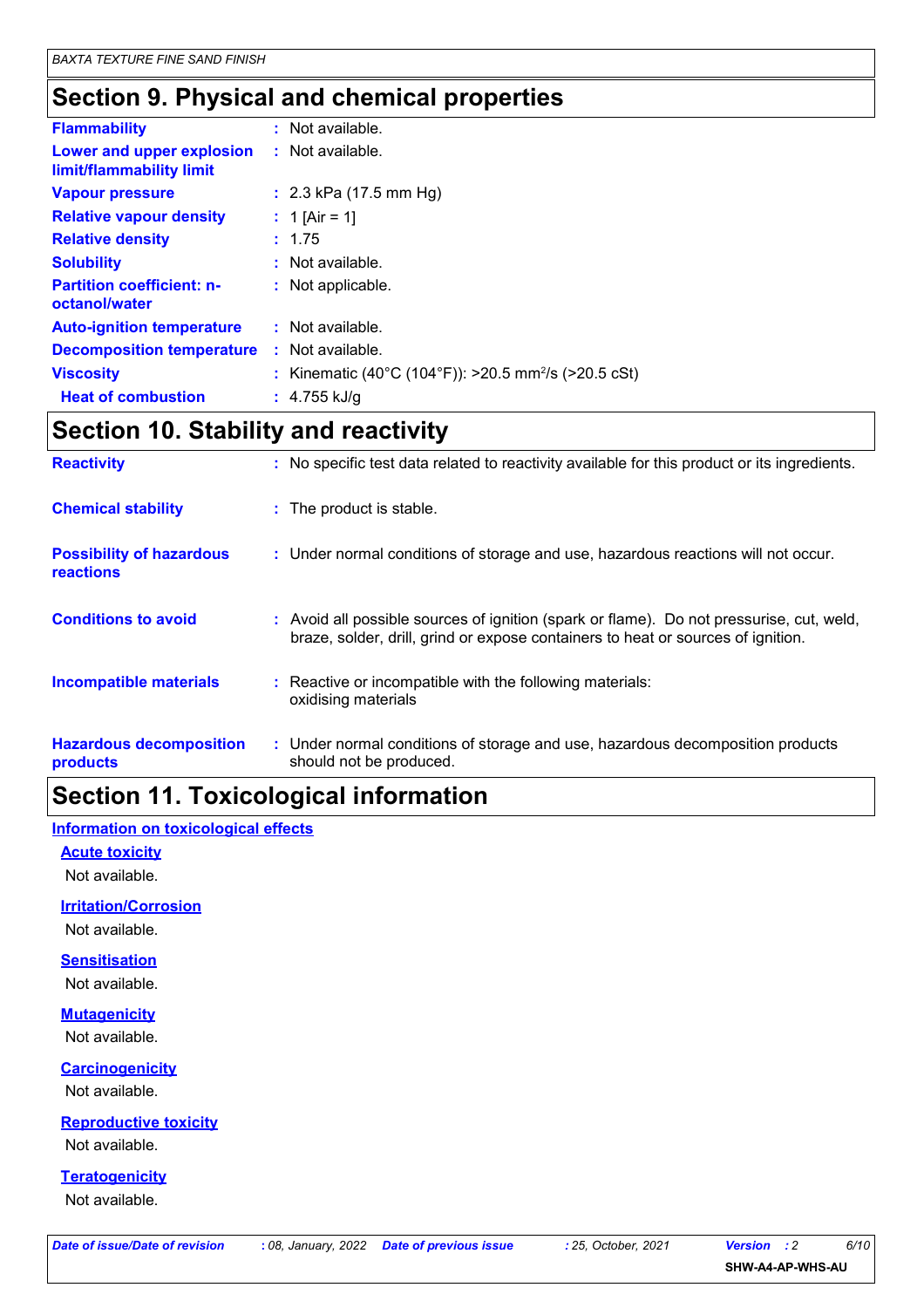## Section 9. Physical and chemical properties

| | | |
|---|---|---|
| **Flammability** | : | Not available. |
| **Lower and upper explosion limit/flammability limit** | : | Not available. |
| **Vapour pressure** | : | 2.3 kPa (17.5 mm Hg) |
| **Relative vapour density** | : | 1 [Air = 1] |
| **Relative density** | : | 1.75 |
| **Solubility** | : | Not available. |
| **Partition coefficient: n-octanol/water** | : | Not applicable. |
| **Auto-ignition temperature** | : | Not available. |
| **Decomposition temperature** | : | Not available. |
| **Viscosity** | : | Kinematic (40°C (104°F)): >20.5 $mm^2/s$ (>20.5 cSt) |
| **Heat of combustion** | : | 4.755 kJ/g |

## Section 10. Stability and reactivity

**Reactivity** : No specific test data related to reactivity available for this product or its ingredients.

**Chemical stability** : The product is stable.

**Possibility of hazardous reactions** : Under normal conditions of storage and use, hazardous reactions will not occur.

**Conditions to avoid** : Avoid all possible sources of ignition (spark or flame). Do not pressurise, cut, weld, braze, solder, drill, grind or expose containers to heat or sources of ignition.

**Incompatible materials** : Reactive or incompatible with the following materials:
oxidising materials

**Hazardous decomposition products** : Under normal conditions of storage and use, hazardous decomposition products should not be produced.

## Section 11. Toxicological information

### Information on toxicological effects

#### Acute toxicity

Not available.

#### Irritation/Corrosion

Not available.

#### Sensitisation

Not available.

#### Mutagenicity

Not available.

#### Carcinogenicity

Not available.

#### Reproductive toxicity

Not available.

#### Teratogenicity

Not available.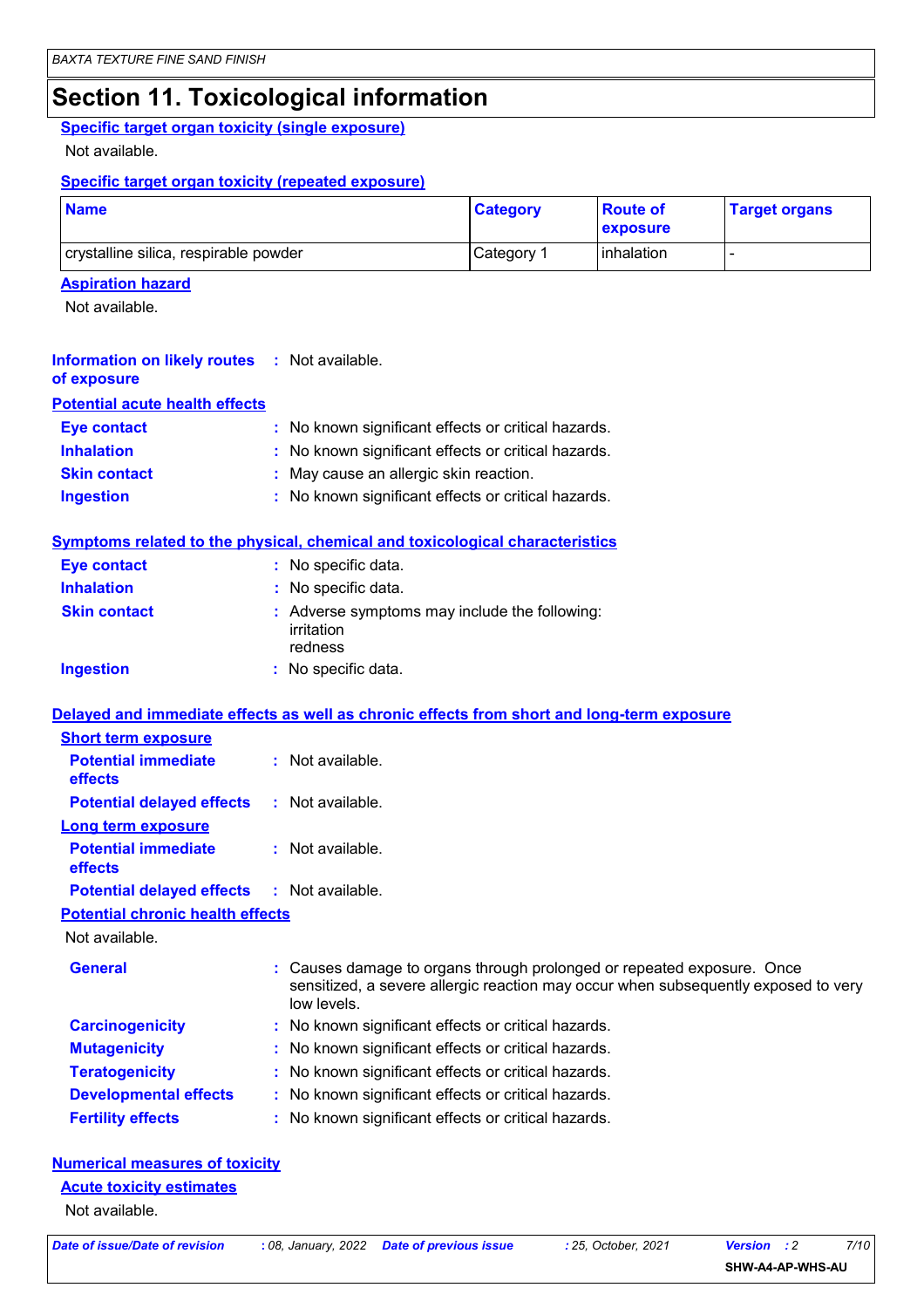# Section 11. Toxicological information

**Specific target organ toxicity (single exposure)**

Not available.

**Specific target organ toxicity (repeated exposure)**

| Name | Category | Route of exposure | Target organs |
|---|---|---|---|
| crystalline silica, respirable powder | Category 1 | inhalation | - |

**Aspiration hazard**

Not available.

**Information on likely routes of exposure** : Not available.

**Potential acute health effects**

**Eye contact** : No known significant effects or critical hazards.
**Inhalation** : No known significant effects or critical hazards.
**Skin contact** : May cause an allergic skin reaction.
**Ingestion** : No known significant effects or critical hazards.

**Symptoms related to the physical, chemical and toxicological characteristics**

**Eye contact** : No specific data.
**Inhalation** : No specific data.
**Skin contact** : Adverse symptoms may include the following:
irritation
redness
**Ingestion** : No specific data.

**Delayed and immediate effects as well as chronic effects from short and long-term exposure**

**Short term exposure**

**Potential immediate effects** : Not available.
**Potential delayed effects** : Not available.

**Long term exposure**

**Potential immediate effects** : Not available.
**Potential delayed effects** : Not available.

**Potential chronic health effects**

Not available.

**General** : Causes damage to organs through prolonged or repeated exposure. Once sensitized, a severe allergic reaction may occur when subsequently exposed to very low levels.
**Carcinogenicity** : No known significant effects or critical hazards.
**Mutagenicity** : No known significant effects or critical hazards.
**Teratogenicity** : No known significant effects or critical hazards.
**Developmental effects** : No known significant effects or critical hazards.
**Fertility effects** : No known significant effects or critical hazards.

**Numerical measures of toxicity**

**Acute toxicity estimates**

Not available.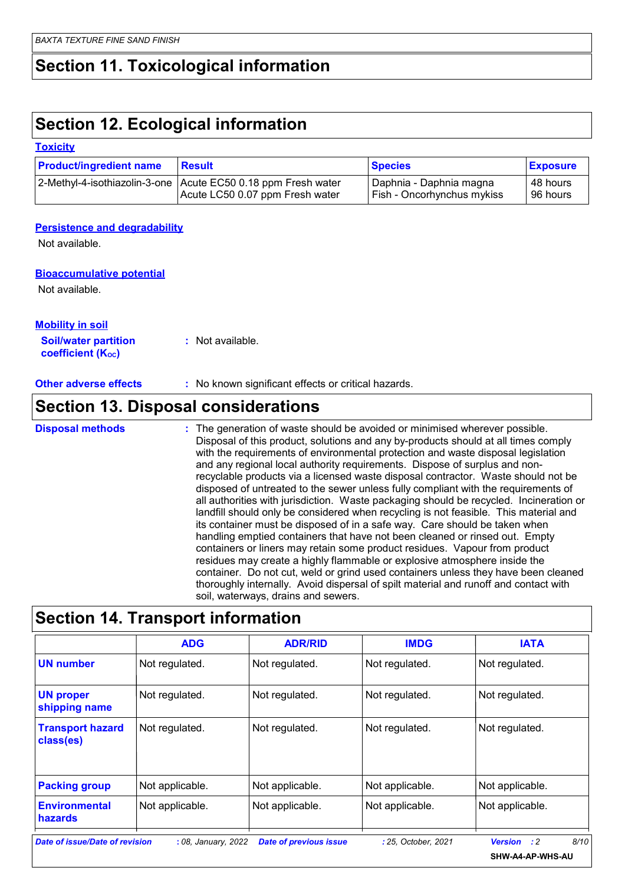## Section 11. Toxicological information

## Section 12. Ecological information

### Toxicity

| Product/ingredient name | Result | Species | Exposure |
|---|---|---|---|
| 2-Methyl-4-isothiazolin-3-one | Acute EC50 0.18 ppm Fresh water<br>Acute LC50 0.07 ppm Fresh water | Daphnia - Daphnia magna<br>Fish - Oncorhynchus mykiss | 48 hours<br>96 hours |

### Persistence and degradability

Not available.

### Bioaccumulative potential

Not available.

### Mobility in soil

**Soil/water partition coefficient ($K_{OC}$)** : Not available.

**Other adverse effects** : No known significant effects or critical hazards.

## Section 13. Disposal considerations

**Disposal methods** : The generation of waste should be avoided or minimised wherever possible. Disposal of this product, solutions and any by-products should at all times comply with the requirements of environmental protection and waste disposal legislation and any regional local authority requirements. Dispose of surplus and non-recyclable products via a licensed waste disposal contractor. Waste should not be disposed of untreated to the sewer unless fully compliant with the requirements of all authorities with jurisdiction. Waste packaging should be recycled. Incineration or landfill should only be considered when recycling is not feasible. This material and its container must be disposed of in a safe way. Care should be taken when handling emptied containers that have not been cleaned or rinsed out. Empty containers or liners may retain some product residues. Vapour from product residues may create a highly flammable or explosive atmosphere inside the container. Do not cut, weld or grind used containers unless they have been cleaned thoroughly internally. Avoid dispersal of spilt material and runoff and contact with soil, waterways, drains and sewers.

## Section 14. Transport information

| | ADG | ADR/RID | IMDG | IATA |
|---|---|---|---|---|
| **UN number** | Not regulated. | Not regulated. | Not regulated. | Not regulated. |
| **UN proper shipping name** | Not regulated. | Not regulated. | Not regulated. | Not regulated. |
| **Transport hazard class(es)** | Not regulated. | Not regulated. | Not regulated. | Not regulated. |
| **Packing group** | Not applicable. | Not applicable. | Not applicable. | Not applicable. |
| **Environmental hazards** | Not applicable. | Not applicable. | Not applicable. | Not applicable. |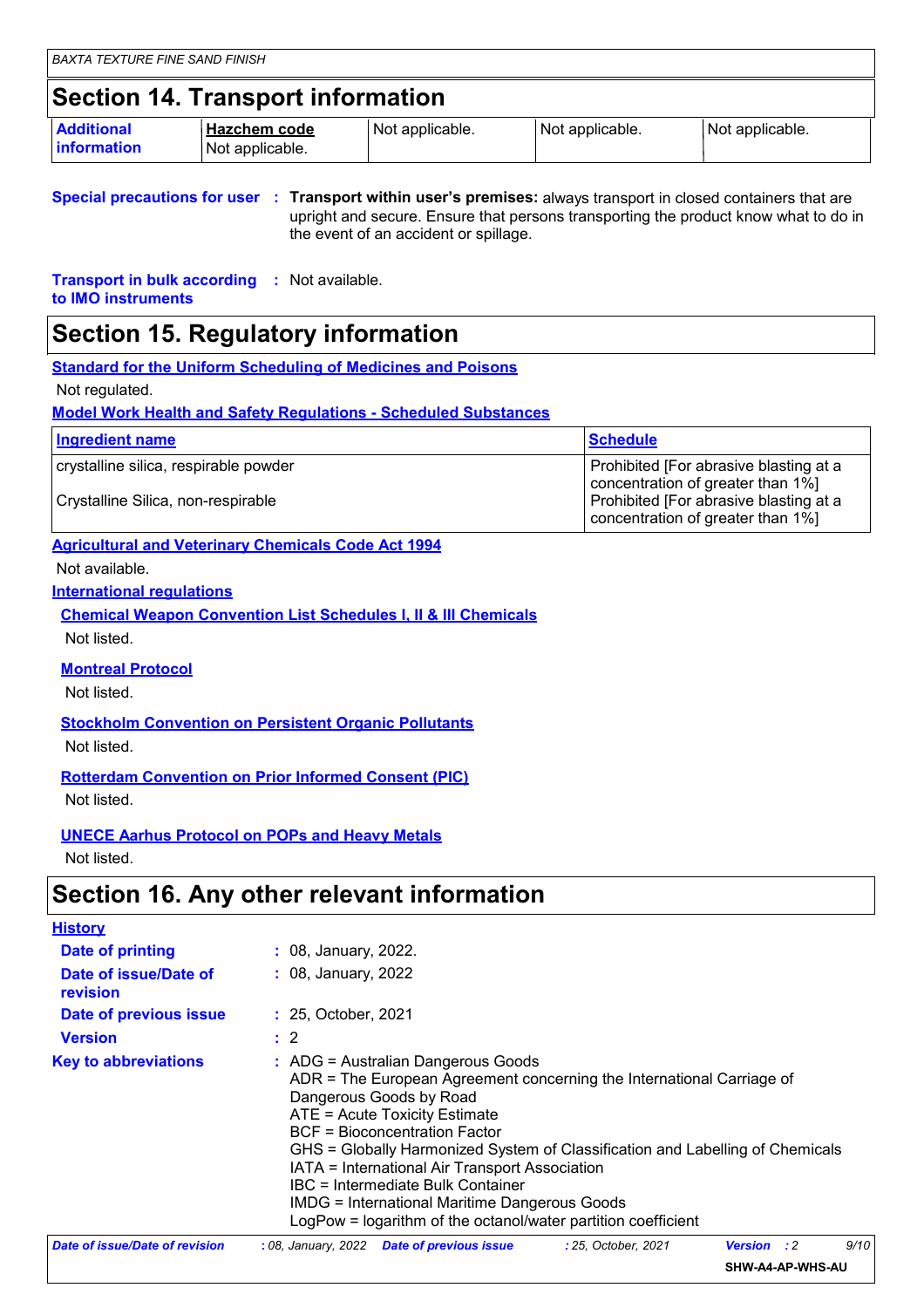## Section 14. Transport information

| Additional information | Hazchem code | | | |
|---|---|---|---|---|
| | Not applicable. | Not applicable. | Not applicable. | Not applicable. |

**Special precautions for user** : **Transport within user's premises:** always transport in closed containers that are upright and secure. Ensure that persons transporting the product know what to do in the event of an accident or spillage.

**Transport in bulk according to IMO instruments** : Not available.

## Section 15. Regulatory information

**Standard for the Uniform Scheduling of Medicines and Poisons**

Not regulated.

**Model Work Health and Safety Regulations - Scheduled Substances**

| Ingredient name | Schedule |
|---|---|
| crystalline silica, respirable powder | Prohibited [For abrasive blasting at a concentration of greater than 1%] |
| Crystalline Silica, non-respirable | Prohibited [For abrasive blasting at a concentration of greater than 1%] |

**Agricultural and Veterinary Chemicals Code Act 1994**

Not available.

**International regulations**

**Chemical Weapon Convention List Schedules I, II & III Chemicals**

Not listed.

**Montreal Protocol**

Not listed.

**Stockholm Convention on Persistent Organic Pollutants**

Not listed.

**Rotterdam Convention on Prior Informed Consent (PIC)**

Not listed.

**UNECE Aarhus Protocol on POPs and Heavy Metals**

Not listed.

## Section 16. Any other relevant information

**History**

**Date of printing** : 08, January, 2022.

**Date of issue/Date of revision** : 08, January, 2022

**Date of previous issue** : 25, October, 2021

**Version** : 2

**Key to abbreviations** : ADG = Australian Dangerous Goods
ADR = The European Agreement concerning the International Carriage of Dangerous Goods by Road
ATE = Acute Toxicity Estimate
BCF = Bioconcentration Factor
GHS = Globally Harmonized System of Classification and Labelling of Chemicals
IATA = International Air Transport Association
IBC = Intermediate Bulk Container
IMDG = International Maritime Dangerous Goods
LogPow = logarithm of the octanol/water partition coefficient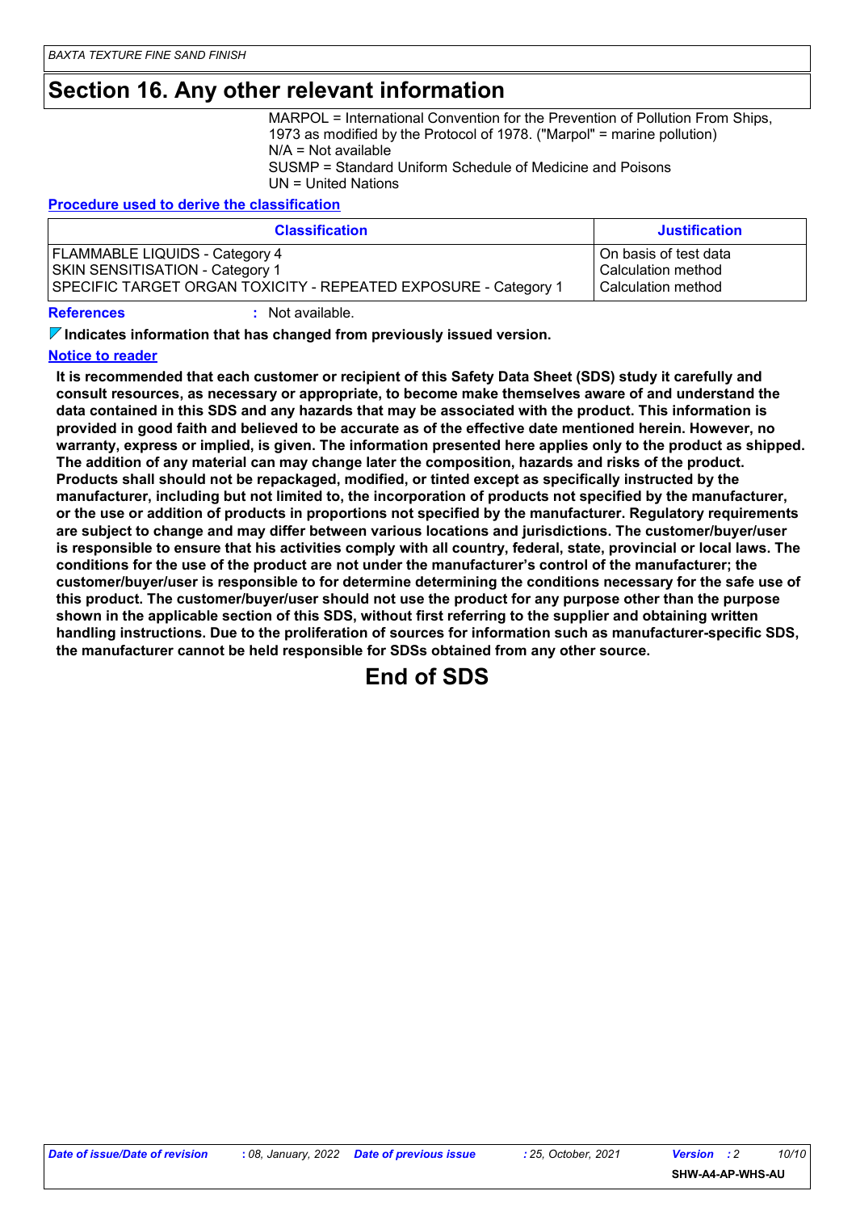# Section 16. Any other relevant information

MARPOL = International Convention for the Prevention of Pollution From Ships, 1973 as modified by the Protocol of 1978. ("Marpol" = marine pollution)
N/A = Not available
SUSMP = Standard Uniform Schedule of Medicine and Poisons
UN = United Nations

**Procedure used to derive the classification**

| Classification | Justification |
|---|---|
| FLAMMABLE LIQUIDS - Category 4 | On basis of test data |
| SKIN SENSITISATION - Category 1 | Calculation method |
| SPECIFIC TARGET ORGAN TOXICITY - REPEATED EXPOSURE - Category 1 | Calculation method |

**References** : Not available.

**Indicates information that has changed from previously issued version.**

**Notice to reader**

**It is recommended that each customer or recipient of this Safety Data Sheet (SDS) study it carefully and consult resources, as necessary or appropriate, to become make themselves aware of and understand the data contained in this SDS and any hazards that may be associated with the product. This information is provided in good faith and believed to be accurate as of the effective date mentioned herein. However, no warranty, express or implied, is given. The information presented here applies only to the product as shipped. The addition of any material can may change later the composition, hazards and risks of the product. Products shall should not be repackaged, modified, or tinted except as specifically instructed by the manufacturer, including but not limited to, the incorporation of products not specified by the manufacturer, or the use or addition of products in proportions not specified by the manufacturer. Regulatory requirements are subject to change and may differ between various locations and jurisdictions. The customer/buyer/user is responsible to ensure that his activities comply with all country, federal, state, provincial or local laws. The conditions for the use of the product are not under the manufacturer's control of the manufacturer; the customer/buyer/user is responsible to for determine determining the conditions necessary for the safe use of this product. The customer/buyer/user should not use the product for any purpose other than the purpose shown in the applicable section of this SDS, without first referring to the supplier and obtaining written handling instructions. Due to the proliferation of sources for information such as manufacturer-specific SDS, the manufacturer cannot be held responsible for SDSs obtained from any other source.**

## End of SDS